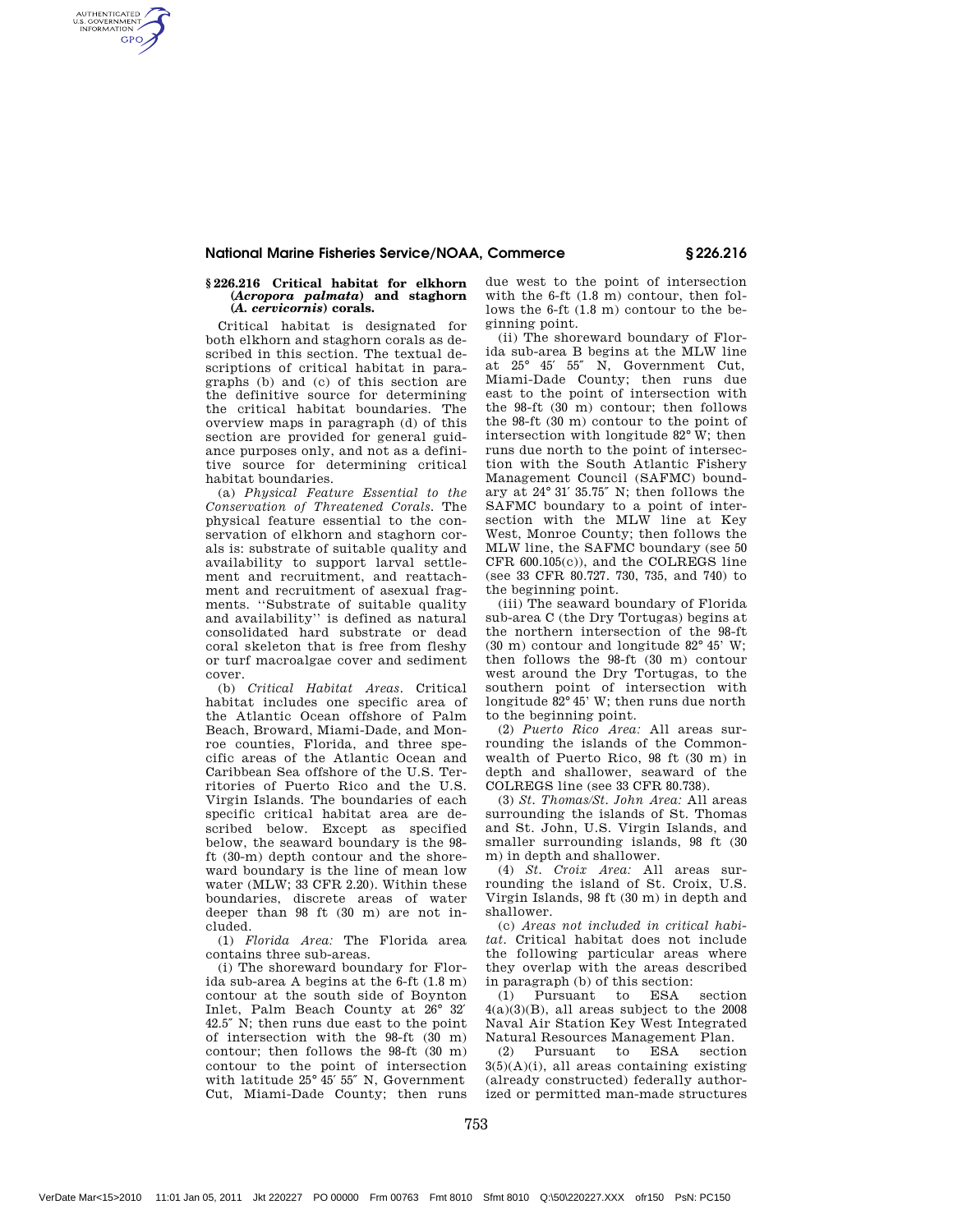## § 226.216 Critical habitat for elkhorn (*Acropora palmata*) and staghorn (*A. cervicornis*) corals.

Critical habitat is designated for both elkhorn and staghorn corals as described in this section. The textual descriptions of critical habitat in paragraphs (b) and (c) of this section are the definitive source for determining the critical habitat boundaries. The overview maps in paragraph (d) of this section are provided for general guidance purposes only, and not as a definitive source for determining critical habitat boundaries.

(a) *Physical Feature Essential to the Conservation of Threatened Corals.* The physical feature essential to the conservation of elkhorn and staghorn corals is: substrate of suitable quality and availability to support larval settlement and recruitment, and reattachment and recruitment of asexual fragments. ''Substrate of suitable quality and availability'' is defined as natural consolidated hard substrate or dead coral skeleton that is free from fleshy or turf macroalgae cover and sediment cover.

(b) *Critical Habitat Areas.* Critical habitat includes one specific area of the Atlantic Ocean offshore of Palm Beach, Broward, Miami-Dade, and Monroe counties, Florida, and three specific areas of the Atlantic Ocean and Caribbean Sea offshore of the U.S. Territories of Puerto Rico and the U.S. Virgin Islands. The boundaries of each specific critical habitat area are described below. Except as specified below, the seaward boundary is the 98-ft (30-m) depth contour and the shoreward boundary is the line of mean low water (MLW; 33 CFR 2.20). Within these boundaries, discrete areas of water deeper than 98 ft (30 m) are not included.

(1) *Florida Area:* The Florida area contains three sub-areas.

(i) The shoreward boundary for Florida sub-area A begins at the 6-ft (1.8 m) contour at the south side of Boynton Inlet, Palm Beach County at 26° 32′ 42.5″ N; then runs due east to the point of intersection with the 98-ft (30 m) contour; then follows the 98-ft (30 m) contour to the point of intersection with latitude 25° 45′ 55″ N, Government Cut, Miami-Dade County; then runs due west to the point of intersection with the 6-ft (1.8 m) contour, then follows the 6-ft (1.8 m) contour to the beginning point.

(ii) The shoreward boundary of Florida sub-area B begins at the MLW line at 25° 45′ 55″ N, Government Cut, Miami-Dade County; then runs due east to the point of intersection with the 98-ft (30 m) contour; then follows the 98-ft (30 m) contour to the point of intersection with longitude 82° W; then runs due north to the point of intersection with the South Atlantic Fishery Management Council (SAFMC) boundary at 24° 31′ 35.75″ N; then follows the SAFMC boundary to a point of intersection with the MLW line at Key West, Monroe County; then follows the MLW line, the SAFMC boundary (see 50 CFR 600.105(c)), and the COLREGS line (see 33 CFR 80.727. 730, 735, and 740) to the beginning point.

(iii) The seaward boundary of Florida sub-area C (the Dry Tortugas) begins at the northern intersection of the 98-ft (30 m) contour and longitude 82° 45' W; then follows the 98-ft (30 m) contour west around the Dry Tortugas, to the southern point of intersection with longitude 82° 45' W; then runs due north to the beginning point.

(2) *Puerto Rico Area:* All areas surrounding the islands of the Commonwealth of Puerto Rico, 98 ft (30 m) in depth and shallower, seaward of the COLREGS line (see 33 CFR 80.738).

(3) *St. Thomas/St. John Area:* All areas surrounding the islands of St. Thomas and St. John, U.S. Virgin Islands, and smaller surrounding islands, 98 ft (30 m) in depth and shallower.

(4) *St. Croix Area:* All areas surrounding the island of St. Croix, U.S. Virgin Islands, 98 ft (30 m) in depth and shallower.

(c) *Areas not included in critical habitat.* Critical habitat does not include the following particular areas where they overlap with the areas described in paragraph (b) of this section:

(1) Pursuant to ESA section 4(a)(3)(B), all areas subject to the 2008 Naval Air Station Key West Integrated Natural Resources Management Plan.

(2) Pursuant to ESA section 3(5)(A)(i), all areas containing existing (already constructed) federally authorized or permitted man-made structures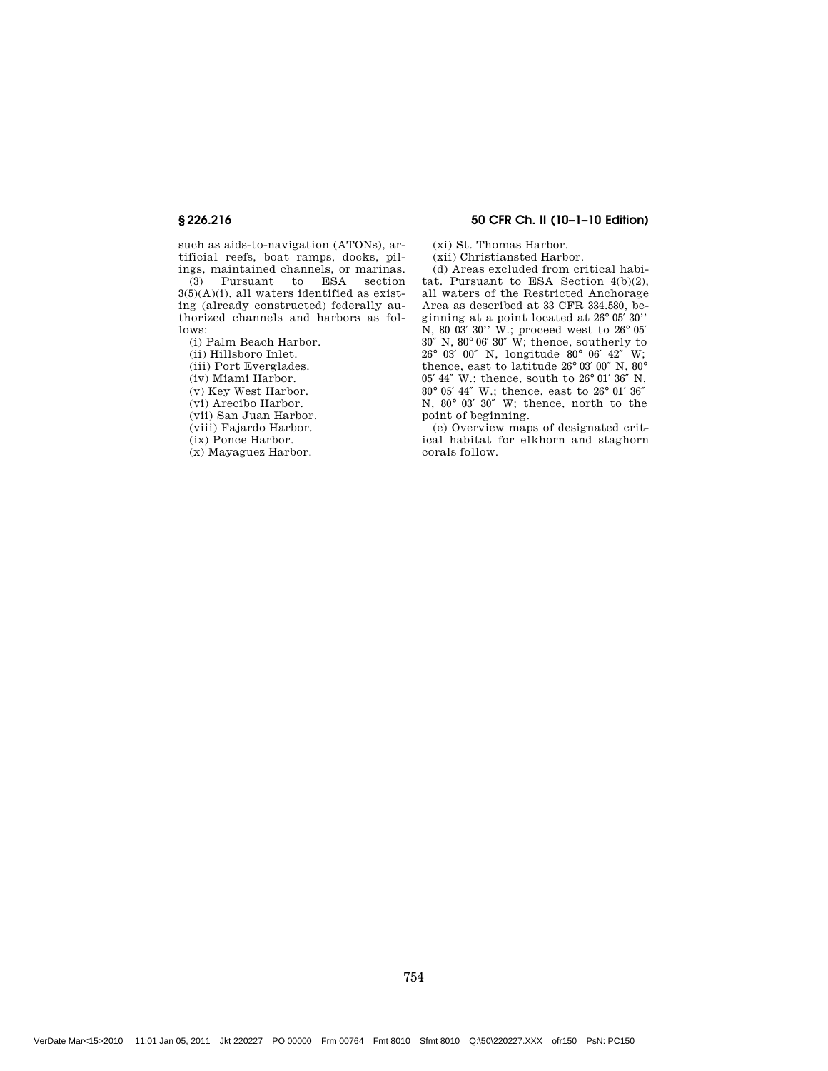such as aids-to-navigation (ATONs), artificial reefs, boat ramps, docks, pilings, maintained channels, or marinas.

(3) Pursuant to ESA section 3(5)(A)(i), all waters identified as existing (already constructed) federally authorized channels and harbors as follows:

(i) Palm Beach Harbor.

(ii) Hillsboro Inlet.

(iii) Port Everglades.

(iv) Miami Harbor.

(v) Key West Harbor.

(vi) Arecibo Harbor.

(vii) San Juan Harbor.

(viii) Fajardo Harbor.

(ix) Ponce Harbor.

(x) Mayaguez Harbor.

(xi) St. Thomas Harbor.

(xii) Christiansted Harbor.

(d) Areas excluded from critical habitat. Pursuant to ESA Section 4(b)(2), all waters of the Restricted Anchorage Area as described at 33 CFR 334.580, beginning at a point located at 26° 05′ 30'' N, 80 03′ 30'' W.; proceed west to 26° 05′ 30″ N, 80° 06′ 30″ W; thence, southerly to 26° 03′ 00″ N, longitude 80° 06′ 42″ W; thence, east to latitude 26° 03′ 00″ N, 80° 05′ 44″ W.; thence, south to 26° 01′ 36″ N, 80° 05′ 44″ W.; thence, east to 26° 01′ 36″ N, 80° 03′ 30″ W; thence, north to the point of beginning.

(e) Overview maps of designated critical habitat for elkhorn and staghorn corals follow.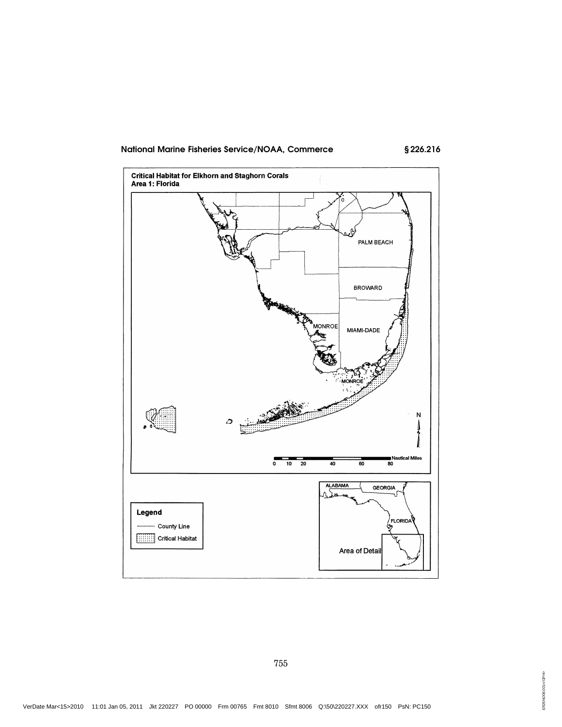Critical Habitat for Elkhorn and Staghorn Corals
Area 1: Florida

PALM BEACH

BROWARD

MONROE

MIAMI-DADE

MONROE

N

0 10 20 40 60 80 Nautical Miles

ALABAMA

GEORGIA

FLORIDA

Area of Detail

**Legend**

County Line

Critical Habitat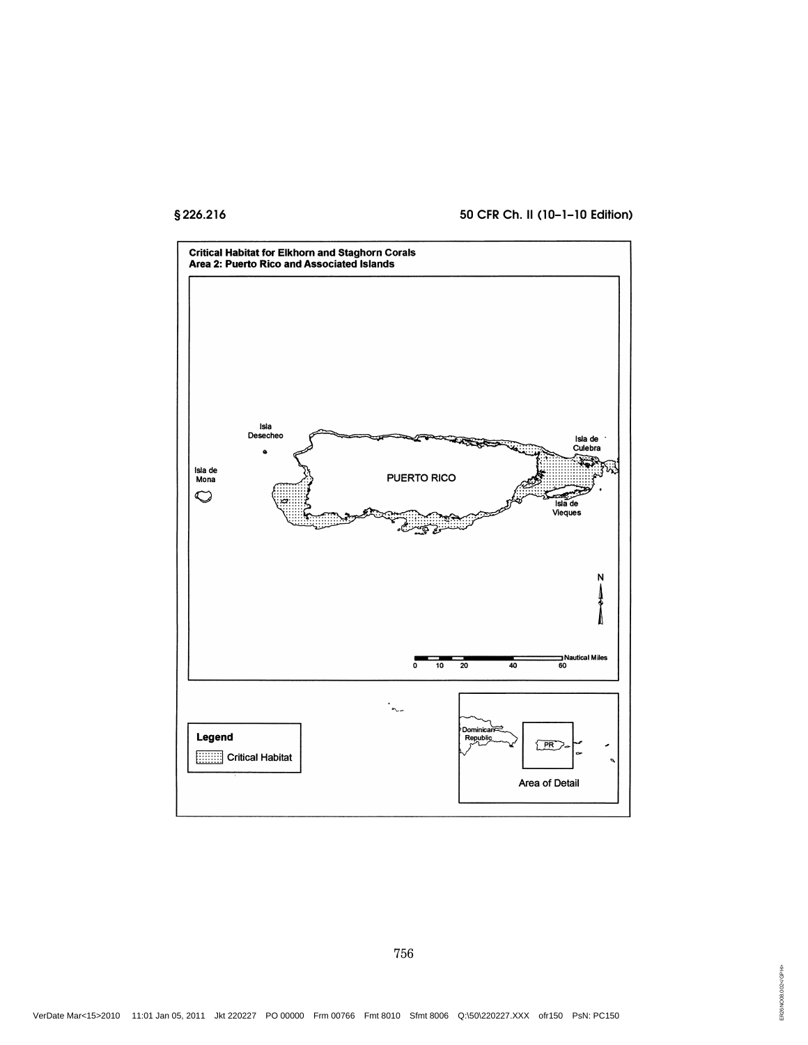**Critical Habitat for Elkhorn and Staghorn Corals**
**Area 2: Puerto Rico and Associated Islands**

Isla Desecheo

Isla de Mona

PUERTO RICO

Isla de Culebra

Isla de Vieques

N

0 10 20 40 60 Nautical Miles

**Legend**

Critical Habitat

Dominican Republic

PR

Area of Detail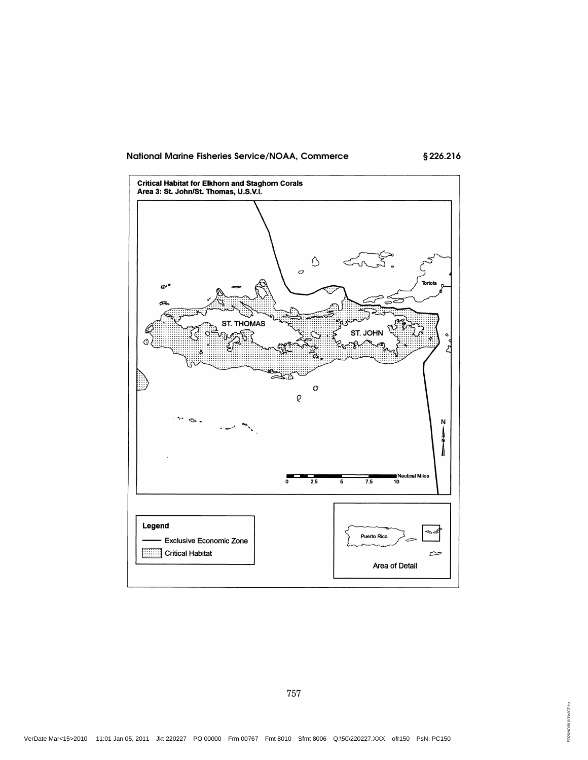**Critical Habitat for Elkhorn and Staghorn Corals**
**Area 3: St. John/St. Thomas, U.S.V.I.**

Tortola

ST. THOMAS

ST. JOHN

N

0 2.5 5 7.5 10 Nautical Miles

**Legend**

Exclusive Economic Zone

Critical Habitat

Puerto Rico

Area of Detail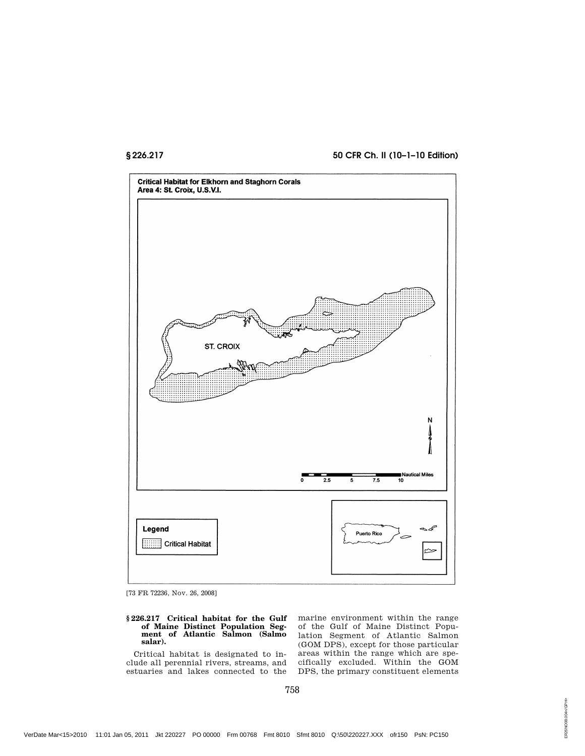Critical Habitat for Elkhorn and Staghorn Corals
Area 4: St. Croix, U.S.V.I.

ST. CROIX

N

0 2.5 5 7.5 10 Nautical Miles

Legend

Critical Habitat

Puerto Rico

[73 FR 72236, Nov. 26, 2008]

### § 226.217 Critical habitat for the Gulf of Maine Distinct Population Segment of Atlantic Salmon (Salmo salar).

Critical habitat is designated to include all perennial rivers, streams, and estuaries and lakes connected to the marine environment within the range of the Gulf of Maine Distinct Population Segment of Atlantic Salmon (GOM DPS), except for those particular areas within the range which are specifically excluded. Within the GOM DPS, the primary constituent elements